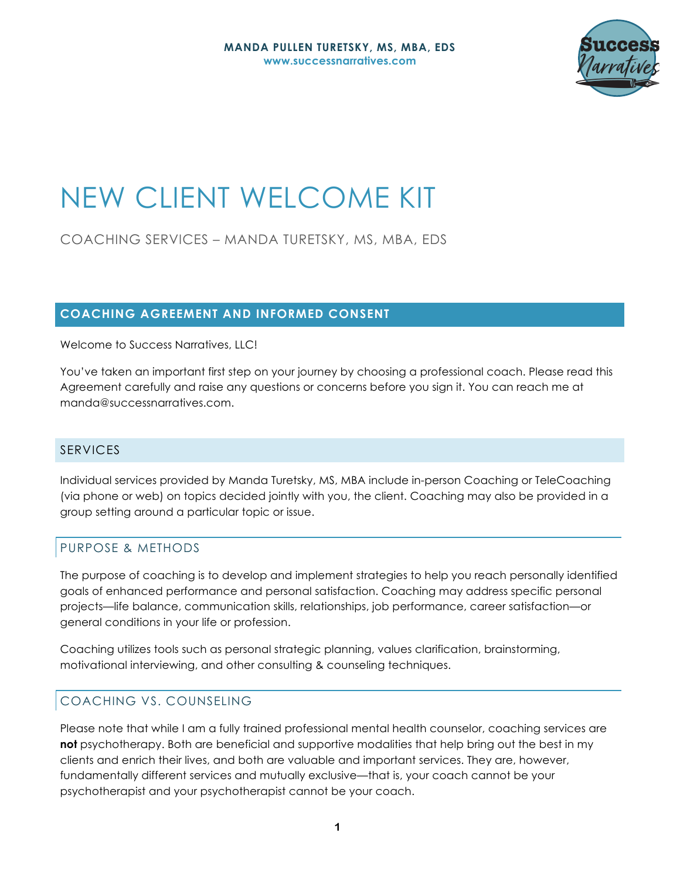**MANDA PULLEN TURETSKY, MS, MBA, EDS**
**www.successnarratives.com**

# NEW CLIENT WELCOME KIT

COACHING SERVICES – MANDA TURETSKY, MS, MBA, EDS

## COACHING AGREEMENT AND INFORMED CONSENT

Welcome to Success Narratives, LLC!

You've taken an important first step on your journey by choosing a professional coach. Please read this Agreement carefully and raise any questions or concerns before you sign it. You can reach me at manda@successnarratives.com.

### SERVICES

Individual services provided by Manda Turetsky, MS, MBA include in-person Coaching or TeleCoaching (via phone or web) on topics decided jointly with you, the client. Coaching may also be provided in a group setting around a particular topic or issue.

### PURPOSE & METHODS

The purpose of coaching is to develop and implement strategies to help you reach personally identified goals of enhanced performance and personal satisfaction. Coaching may address specific personal projects—life balance, communication skills, relationships, job performance, career satisfaction—or general conditions in your life or profession.

Coaching utilizes tools such as personal strategic planning, values clarification, brainstorming, motivational interviewing, and other consulting & counseling techniques.

### COACHING VS. COUNSELING

Please note that while I am a fully trained professional mental health counselor, coaching services are **not** psychotherapy. Both are beneficial and supportive modalities that help bring out the best in my clients and enrich their lives, and both are valuable and important services. They are, however, fundamentally different services and mutually exclusive—that is, your coach cannot be your psychotherapist and your psychotherapist cannot be your coach.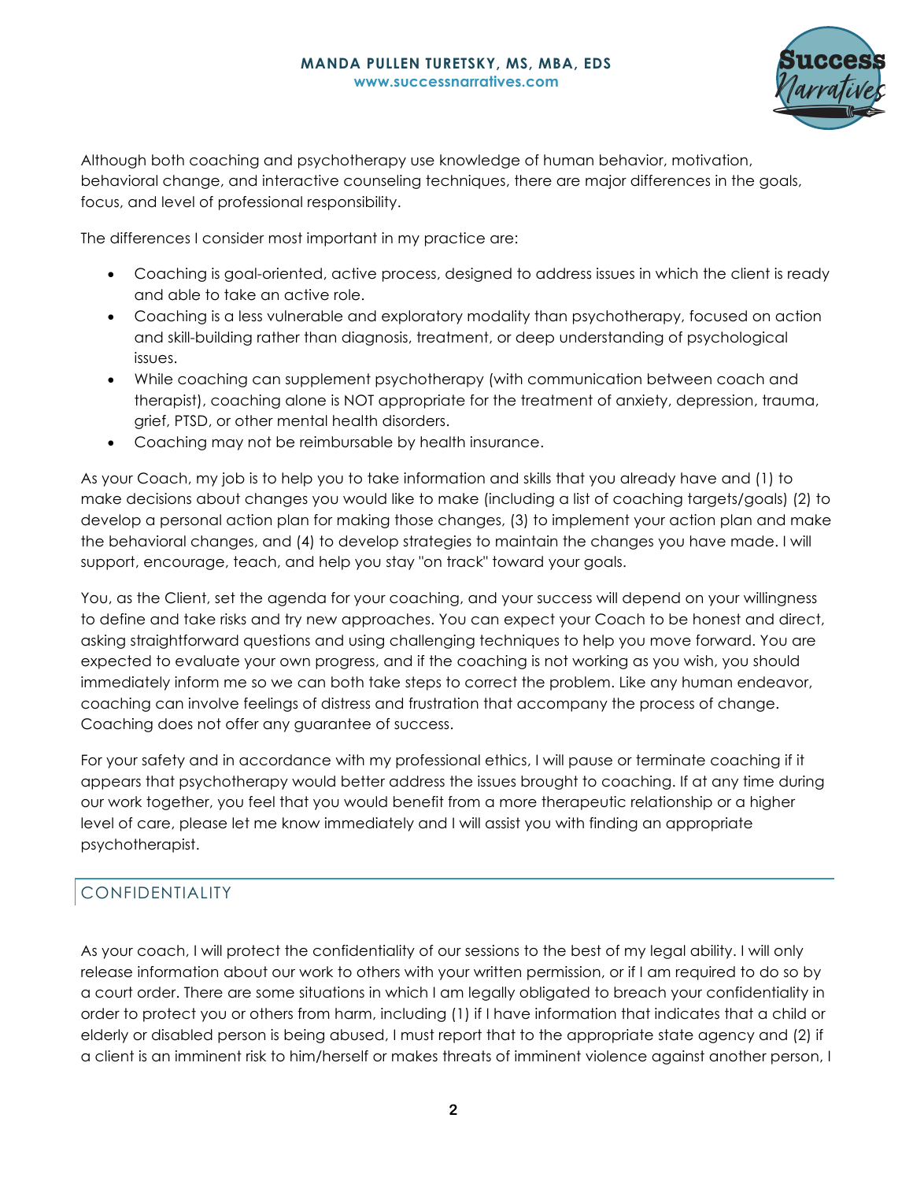Although both coaching and psychotherapy use knowledge of human behavior, motivation, behavioral change, and interactive counseling techniques, there are major differences in the goals, focus, and level of professional responsibility.

The differences I consider most important in my practice are:

- Coaching is goal-oriented, active process, designed to address issues in which the client is ready and able to take an active role.
- Coaching is a less vulnerable and exploratory modality than psychotherapy, focused on action and skill-building rather than diagnosis, treatment, or deep understanding of psychological issues.
- While coaching can supplement psychotherapy (with communication between coach and therapist), coaching alone is NOT appropriate for the treatment of anxiety, depression, trauma, grief, PTSD, or other mental health disorders.
- Coaching may not be reimbursable by health insurance.

As your Coach, my job is to help you to take information and skills that you already have and (1) to make decisions about changes you would like to make (including a list of coaching targets/goals) (2) to develop a personal action plan for making those changes, (3) to implement your action plan and make the behavioral changes, and (4) to develop strategies to maintain the changes you have made. I will support, encourage, teach, and help you stay "on track" toward your goals.

You, as the Client, set the agenda for your coaching, and your success will depend on your willingness to define and take risks and try new approaches. You can expect your Coach to be honest and direct, asking straightforward questions and using challenging techniques to help you move forward. You are expected to evaluate your own progress, and if the coaching is not working as you wish, you should immediately inform me so we can both take steps to correct the problem. Like any human endeavor, coaching can involve feelings of distress and frustration that accompany the process of change. Coaching does not offer any guarantee of success.

For your safety and in accordance with my professional ethics, I will pause or terminate coaching if it appears that psychotherapy would better address the issues brought to coaching. If at any time during our work together, you feel that you would benefit from a more therapeutic relationship or a higher level of care, please let me know immediately and I will assist you with finding an appropriate psychotherapist.

## CONFIDENTIALITY

As your coach, I will protect the confidentiality of our sessions to the best of my legal ability. I will only release information about our work to others with your written permission, or if I am required to do so by a court order. There are some situations in which I am legally obligated to breach your confidentiality in order to protect you or others from harm, including (1) if I have information that indicates that a child or elderly or disabled person is being abused, I must report that to the appropriate state agency and (2) if a client is an imminent risk to him/herself or makes threats of imminent violence against another person, I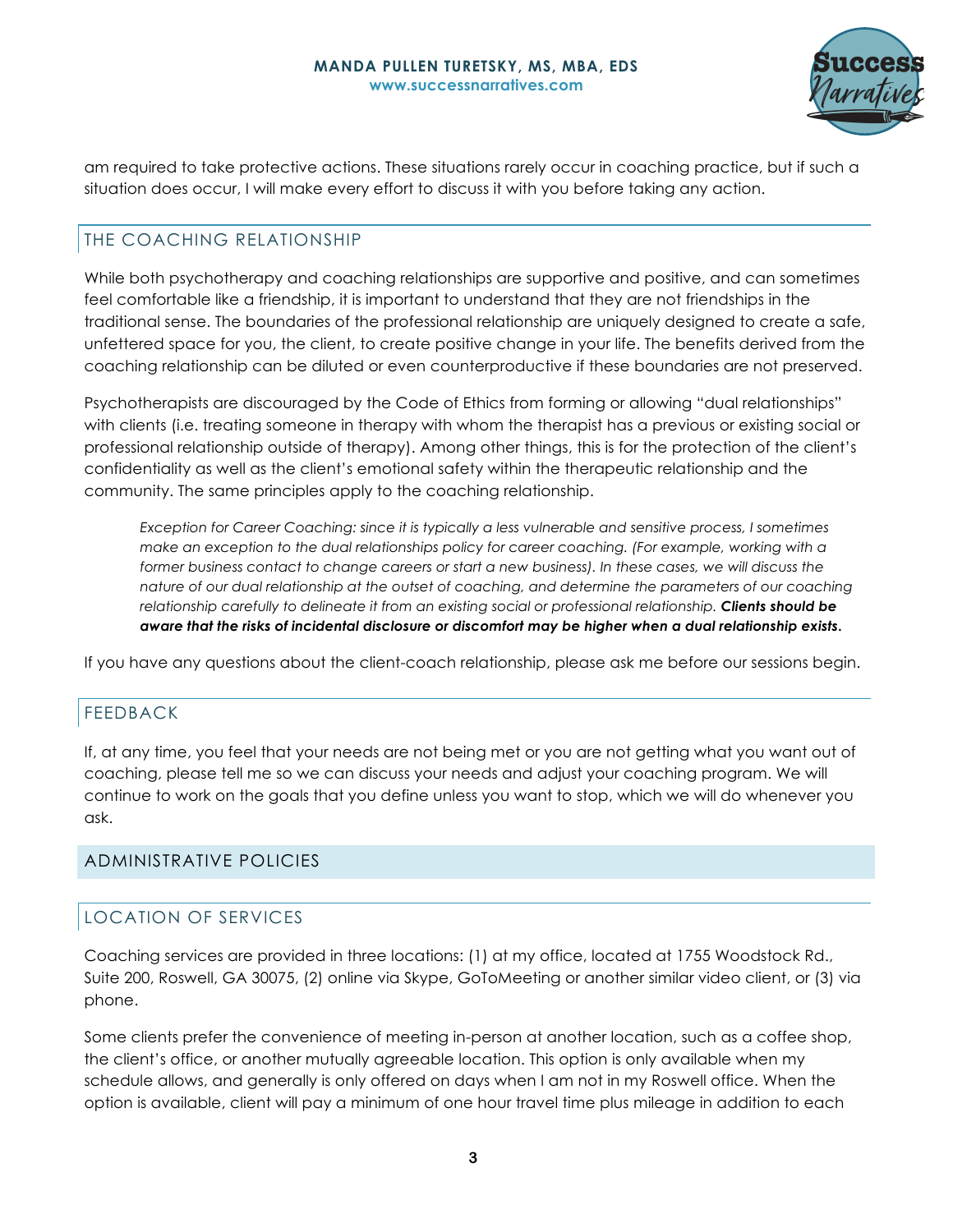am required to take protective actions. These situations rarely occur in coaching practice, but if such a situation does occur, I will make every effort to discuss it with you before taking any action.

## THE COACHING RELATIONSHIP

While both psychotherapy and coaching relationships are supportive and positive, and can sometimes feel comfortable like a friendship, it is important to understand that they are not friendships in the traditional sense. The boundaries of the professional relationship are uniquely designed to create a safe, unfettered space for you, the client, to create positive change in your life. The benefits derived from the coaching relationship can be diluted or even counterproductive if these boundaries are not preserved.

Psychotherapists are discouraged by the Code of Ethics from forming or allowing "dual relationships" with clients (i.e. treating someone in therapy with whom the therapist has a previous or existing social or professional relationship outside of therapy). Among other things, this is for the protection of the client's confidentiality as well as the client's emotional safety within the therapeutic relationship and the community. The same principles apply to the coaching relationship.

> *Exception for Career Coaching: since it is typically a less vulnerable and sensitive process, I sometimes make an exception to the dual relationships policy for career coaching. (For example, working with a former business contact to change careers or start a new business). In these cases, we will discuss the nature of our dual relationship at the outset of coaching, and determine the parameters of our coaching relationship carefully to delineate it from an existing social or professional relationship.* ***Clients should be aware that the risks of incidental disclosure or discomfort may be higher when a dual relationship exists.***

If you have any questions about the client-coach relationship, please ask me before our sessions begin.

## FEEDBACK

If, at any time, you feel that your needs are not being met or you are not getting what you want out of coaching, please tell me so we can discuss your needs and adjust your coaching program. We will continue to work on the goals that you define unless you want to stop, which we will do whenever you ask.

# ADMINISTRATIVE POLICIES

## LOCATION OF SERVICES

Coaching services are provided in three locations: (1) at my office, located at 1755 Woodstock Rd., Suite 200, Roswell, GA 30075, (2) online via Skype, GoToMeeting or another similar video client, or (3) via phone.

Some clients prefer the convenience of meeting in-person at another location, such as a coffee shop, the client's office, or another mutually agreeable location. This option is only available when my schedule allows, and generally is only offered on days when I am not in my Roswell office. When the option is available, client will pay a minimum of one hour travel time plus mileage in addition to each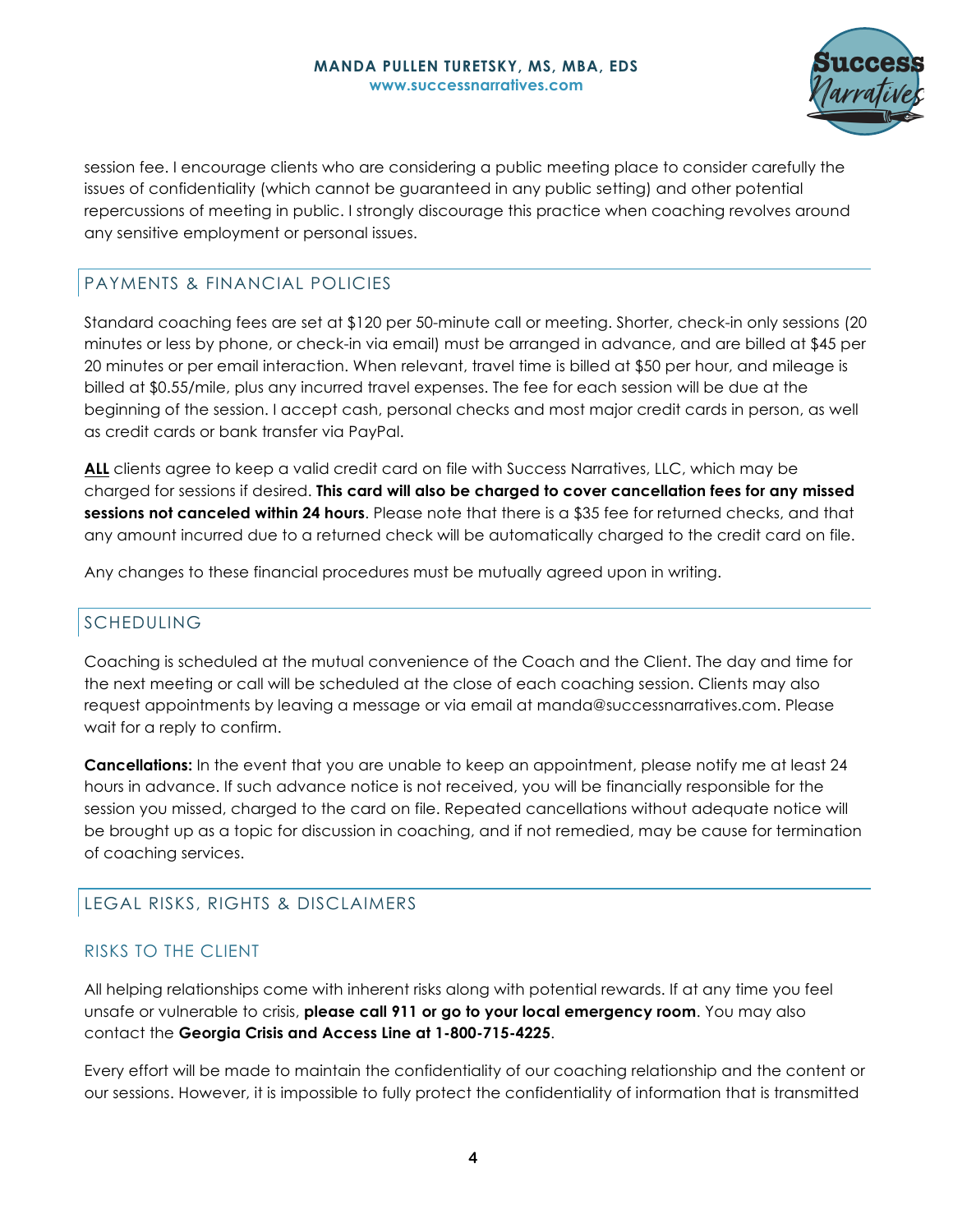session fee. I encourage clients who are considering a public meeting place to consider carefully the issues of confidentiality (which cannot be guaranteed in any public setting) and other potential repercussions of meeting in public. I strongly discourage this practice when coaching revolves around any sensitive employment or personal issues.

## PAYMENTS & FINANCIAL POLICIES

Standard coaching fees are set at $120 per 50-minute call or meeting. Shorter, check-in only sessions (20 minutes or less by phone, or check-in via email) must be arranged in advance, and are billed at $45 per 20 minutes or per email interaction. When relevant, travel time is billed at $50 per hour, and mileage is billed at $0.55/mile, plus any incurred travel expenses. The fee for each session will be due at the beginning of the session. I accept cash, personal checks and most major credit cards in person, as well as credit cards or bank transfer via PayPal.

**ALL** clients agree to keep a valid credit card on file with Success Narratives, LLC, which may be charged for sessions if desired. **This card will also be charged to cover cancellation fees for any missed sessions not canceled within 24 hours**. Please note that there is a $35 fee for returned checks, and that any amount incurred due to a returned check will be automatically charged to the credit card on file.

Any changes to these financial procedures must be mutually agreed upon in writing.

## SCHEDULING

Coaching is scheduled at the mutual convenience of the Coach and the Client. The day and time for the next meeting or call will be scheduled at the close of each coaching session. Clients may also request appointments by leaving a message or via email at manda@successnarratives.com. Please wait for a reply to confirm.

**Cancellations:** In the event that you are unable to keep an appointment, please notify me at least 24 hours in advance. If such advance notice is not received, you will be financially responsible for the session you missed, charged to the card on file. Repeated cancellations without adequate notice will be brought up as a topic for discussion in coaching, and if not remedied, may be cause for termination of coaching services.

## LEGAL RISKS, RIGHTS & DISCLAIMERS

### RISKS TO THE CLIENT

All helping relationships come with inherent risks along with potential rewards. If at any time you feel unsafe or vulnerable to crisis, **please call 911 or go to your local emergency room**. You may also contact the **Georgia Crisis and Access Line at 1-800-715-4225**.

Every effort will be made to maintain the confidentiality of our coaching relationship and the content or our sessions. However, it is impossible to fully protect the confidentiality of information that is transmitted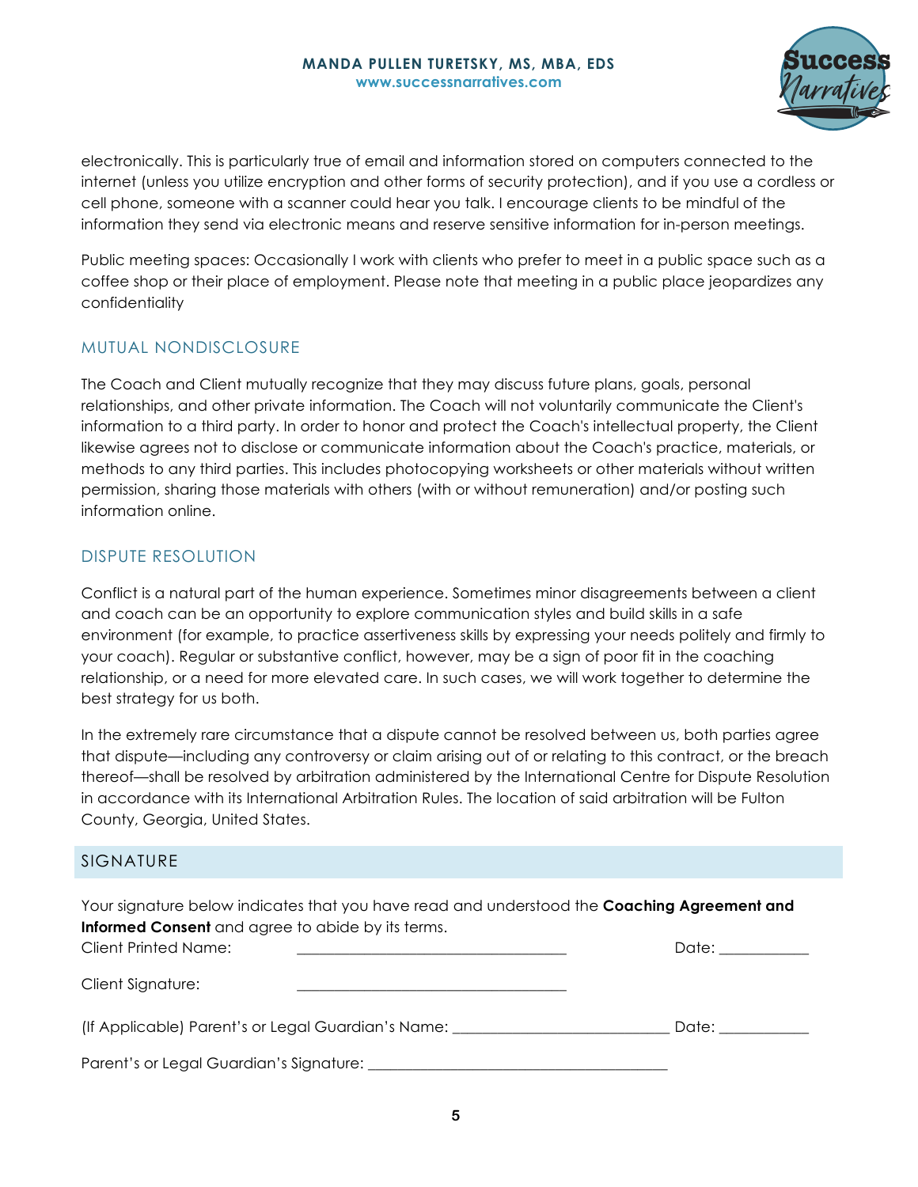electronically. This is particularly true of email and information stored on computers connected to the internet (unless you utilize encryption and other forms of security protection), and if you use a cordless or cell phone, someone with a scanner could hear you talk. I encourage clients to be mindful of the information they send via electronic means and reserve sensitive information for in-person meetings.

Public meeting spaces: Occasionally I work with clients who prefer to meet in a public space such as a coffee shop or their place of employment. Please note that meeting in a public place jeopardizes any confidentiality

## MUTUAL NONDISCLOSURE

The Coach and Client mutually recognize that they may discuss future plans, goals, personal relationships, and other private information. The Coach will not voluntarily communicate the Client's information to a third party. In order to honor and protect the Coach's intellectual property, the Client likewise agrees not to disclose or communicate information about the Coach's practice, materials, or methods to any third parties. This includes photocopying worksheets or other materials without written permission, sharing those materials with others (with or without remuneration) and/or posting such information online.

## DISPUTE RESOLUTION

Conflict is a natural part of the human experience. Sometimes minor disagreements between a client and coach can be an opportunity to explore communication styles and build skills in a safe environment (for example, to practice assertiveness skills by expressing your needs politely and firmly to your coach). Regular or substantive conflict, however, may be a sign of poor fit in the coaching relationship, or a need for more elevated care. In such cases, we will work together to determine the best strategy for us both.

In the extremely rare circumstance that a dispute cannot be resolved between us, both parties agree that dispute—including any controversy or claim arising out of or relating to this contract, or the breach thereof—shall be resolved by arbitration administered by the International Centre for Dispute Resolution in accordance with its International Arbitration Rules. The location of said arbitration will be Fulton County, Georgia, United States.

## SIGNATURE

Your signature below indicates that you have read and understood the **Coaching Agreement and Informed Consent** and agree to abide by its terms.

Client Printed Name: ___________________________________ Date: ____________

Client Signature: ___________________________________

(If Applicable) Parent's or Legal Guardian's Name: ___________________________ Date: ____________

Parent's or Legal Guardian's Signature: ______________________________________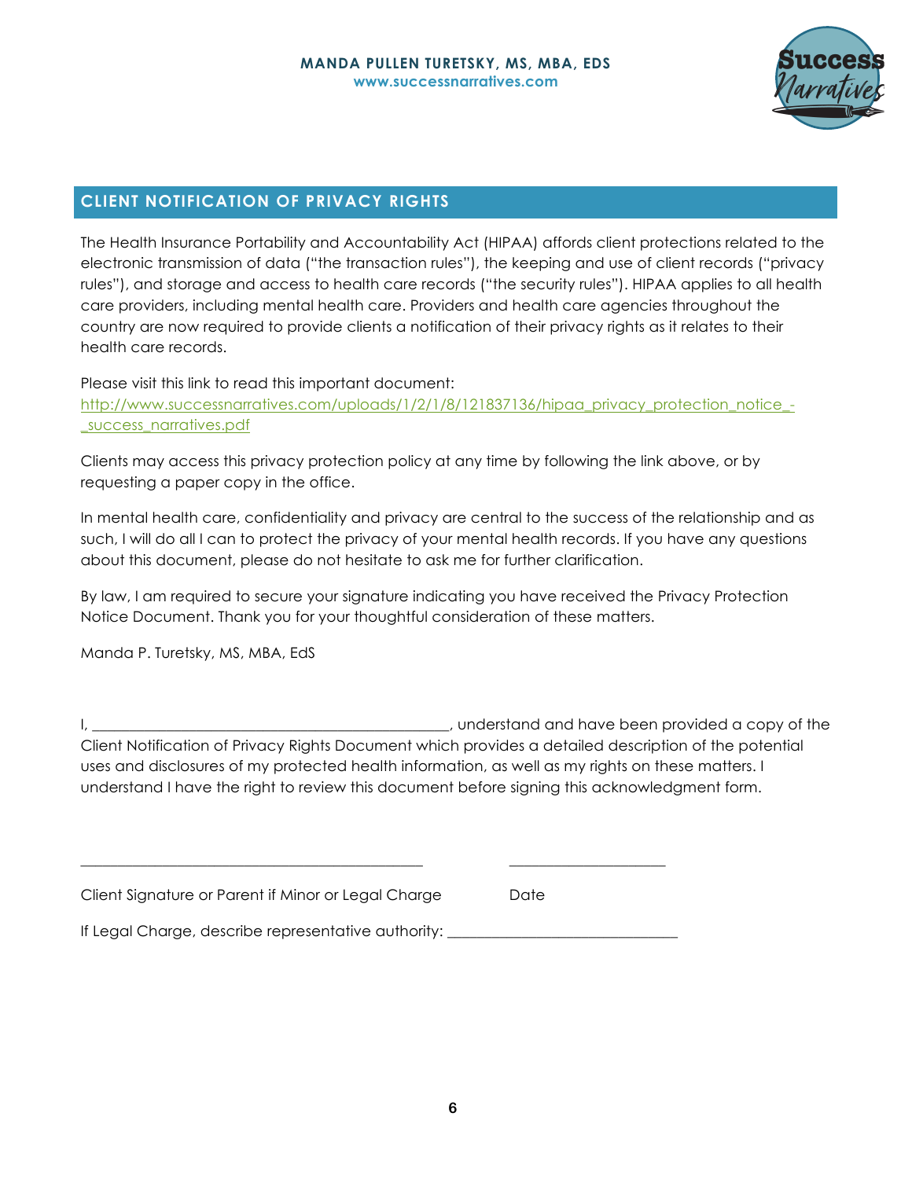## CLIENT NOTIFICATION OF PRIVACY RIGHTS

The Health Insurance Portability and Accountability Act (HIPAA) affords client protections related to the electronic transmission of data ("the transaction rules"), the keeping and use of client records ("privacy rules"), and storage and access to health care records ("the security rules"). HIPAA applies to all health care providers, including mental health care. Providers and health care agencies throughout the country are now required to provide clients a notification of their privacy rights as it relates to their health care records.

Please visit this link to read this important document:
[http://www.successnarratives.com/uploads/1/2/1/8/121837136/hipaa_privacy_protection_notice_-_success_narratives.pdf](http://www.successnarratives.com/uploads/1/2/1/8/121837136/hipaa_privacy_protection_notice_-_success_narratives.pdf)

Clients may access this privacy protection policy at any time by following the link above, or by requesting a paper copy in the office.

In mental health care, confidentiality and privacy are central to the success of the relationship and as such, I will do all I can to protect the privacy of your mental health records. If you have any questions about this document, please do not hesitate to ask me for further clarification.

By law, I am required to secure your signature indicating you have received the Privacy Protection Notice Document. Thank you for your thoughtful consideration of these matters.

Manda P. Turetsky, MS, MBA, EdS

I, ________________________________________________, understand and have been provided a copy of the Client Notification of Privacy Rights Document which provides a detailed description of the potential uses and disclosures of my protected health information, as well as my rights on these matters. I understand I have the right to review this document before signing this acknowledgment form.

_____________________________________________ ____________________

Client Signature or Parent if Minor or Legal Charge Date

If Legal Charge, describe representative authority: ______________________________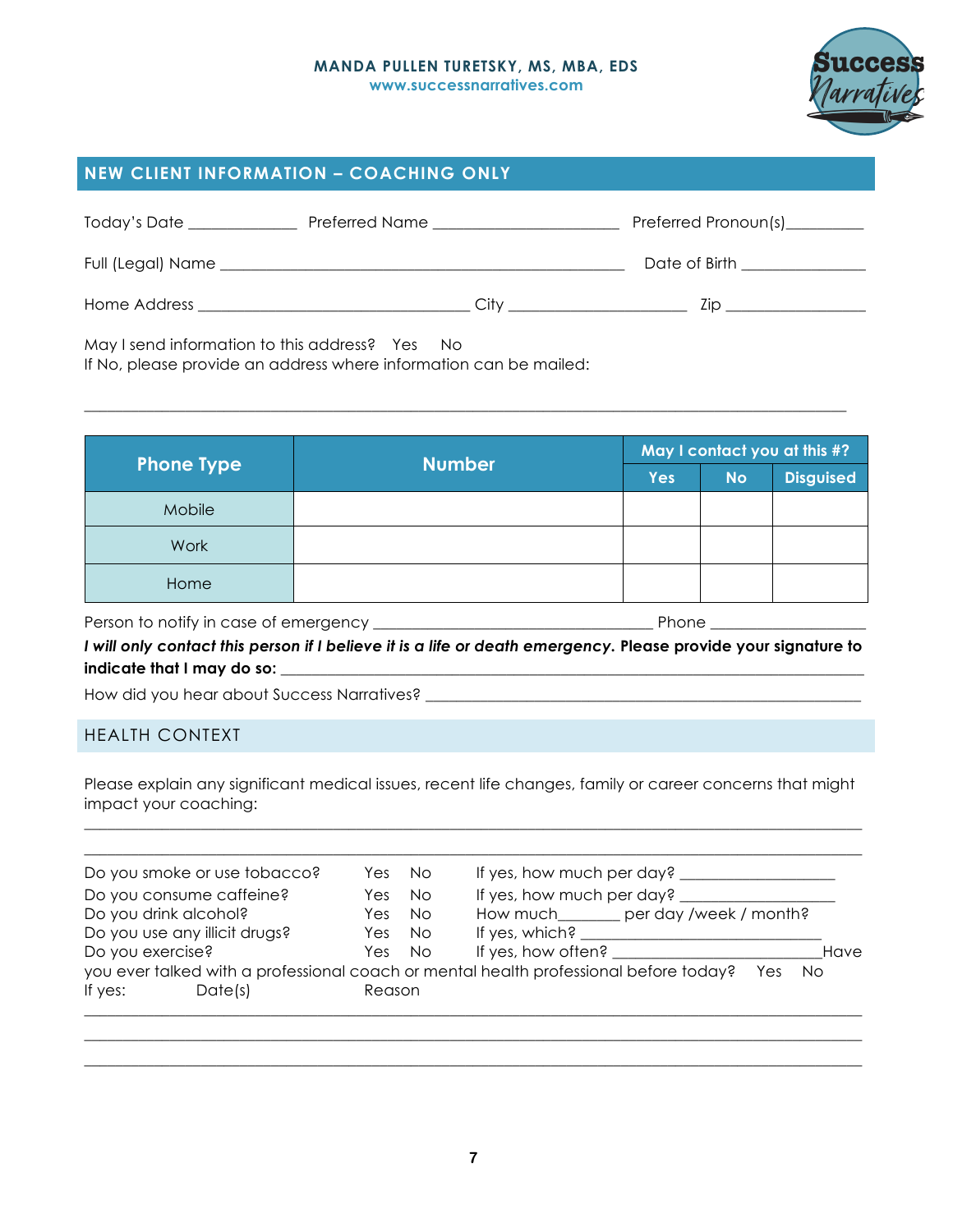MANDA PULLEN TURETSKY, MS, MBA, EDS
www.successnarratives.com

## NEW CLIENT INFORMATION – COACHING ONLY

Today's Date _____________ Preferred Name ______________________ Preferred Pronoun(s)_________

Full (Legal) Name ________________________________________________ Date of Birth ______________

Home Address ________________________________ City _____________________ Zip ________________

May I send information to this address? Yes No
If No, please provide an address where information can be mailed:

__________________________________________________________________________________________

| Phone Type | Number | May I contact you at this #? | | |
|---|---|---|---|---|
| | | Yes | No | Disguised |
| Mobile | | | | |
| Work | | | | |
| Home | | | | |

Person to notify in case of emergency _________________________________ Phone ___________________

***I will only contact this person if I believe it is a life or death emergency.*** **Please provide your signature to indicate that I may do so:** ___________________________________________________________________________

How did you hear about Success Narratives? ____________________________________________________

## HEALTH CONTEXT

Please explain any significant medical issues, recent life changes, family or career concerns that might impact your coaching:

__________________________________________________________________________________________

__________________________________________________________________________________________

Do you smoke or use tobacco? Yes No If yes, how much per day? __________________
Do you consume caffeine? Yes No If yes, how much per day? __________________
Do you drink alcohol? Yes No How much_______ per day /week / month?
Do you use any illicit drugs? Yes No If yes, which? ____________________________
Do you exercise? Yes No If yes, how often? __________________________
Have you ever talked with a professional coach or mental health professional before today? Yes No
If yes: Date(s) Reason

__________________________________________________________________________________________

__________________________________________________________________________________________

__________________________________________________________________________________________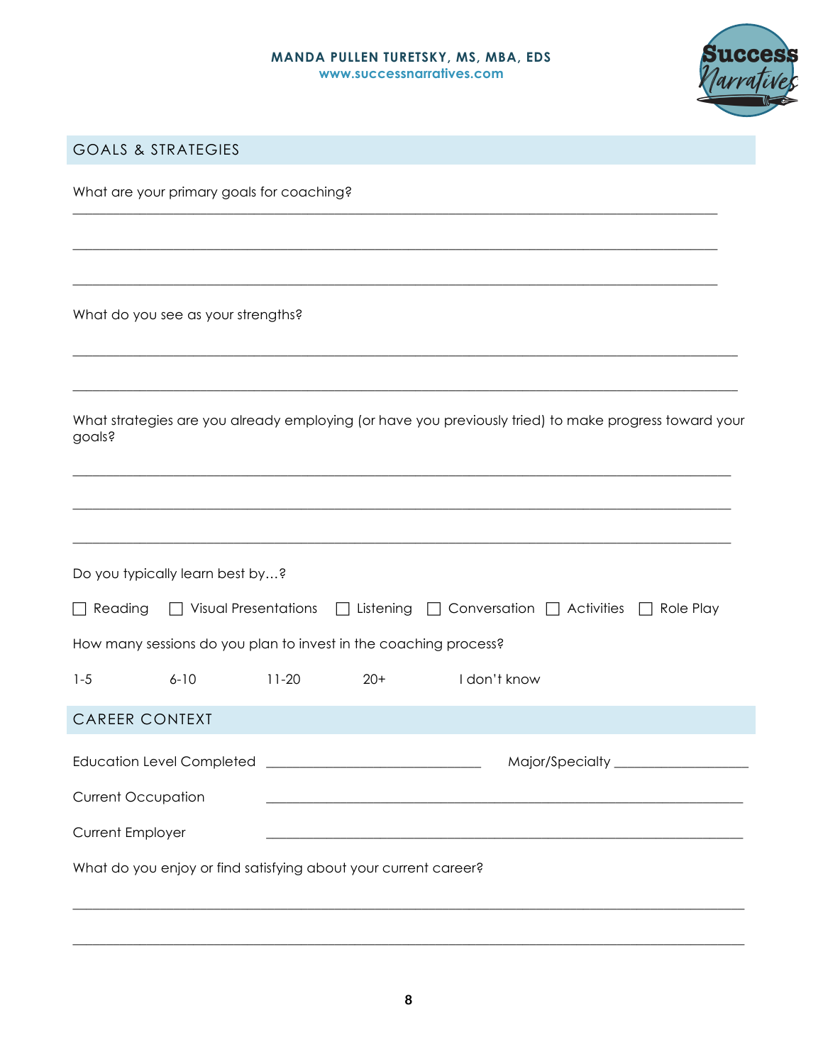## GOALS & STRATEGIES

What are your primary goals for coaching?

___________________________________________________________________________

___________________________________________________________________________

___________________________________________________________________________

What do you see as your strengths?

___________________________________________________________________________

___________________________________________________________________________

What strategies are you already employing (or have you previously tried) to make progress toward your goals?

___________________________________________________________________________

___________________________________________________________________________

___________________________________________________________________________

Do you typically learn best by…?

☐ Reading ☐ Visual Presentations ☐ Listening ☐ Conversation ☐ Activities ☐ Role Play

How many sessions do you plan to invest in the coaching process?

1-5 6-10 11-20 20+ I don't know

## CAREER CONTEXT

Education Level Completed ______________________________ Major/Specialty ___________________

Current Occupation ___________________________________________________________________

Current Employer ___________________________________________________________________

What do you enjoy or find satisfying about your current career?

___________________________________________________________________________

___________________________________________________________________________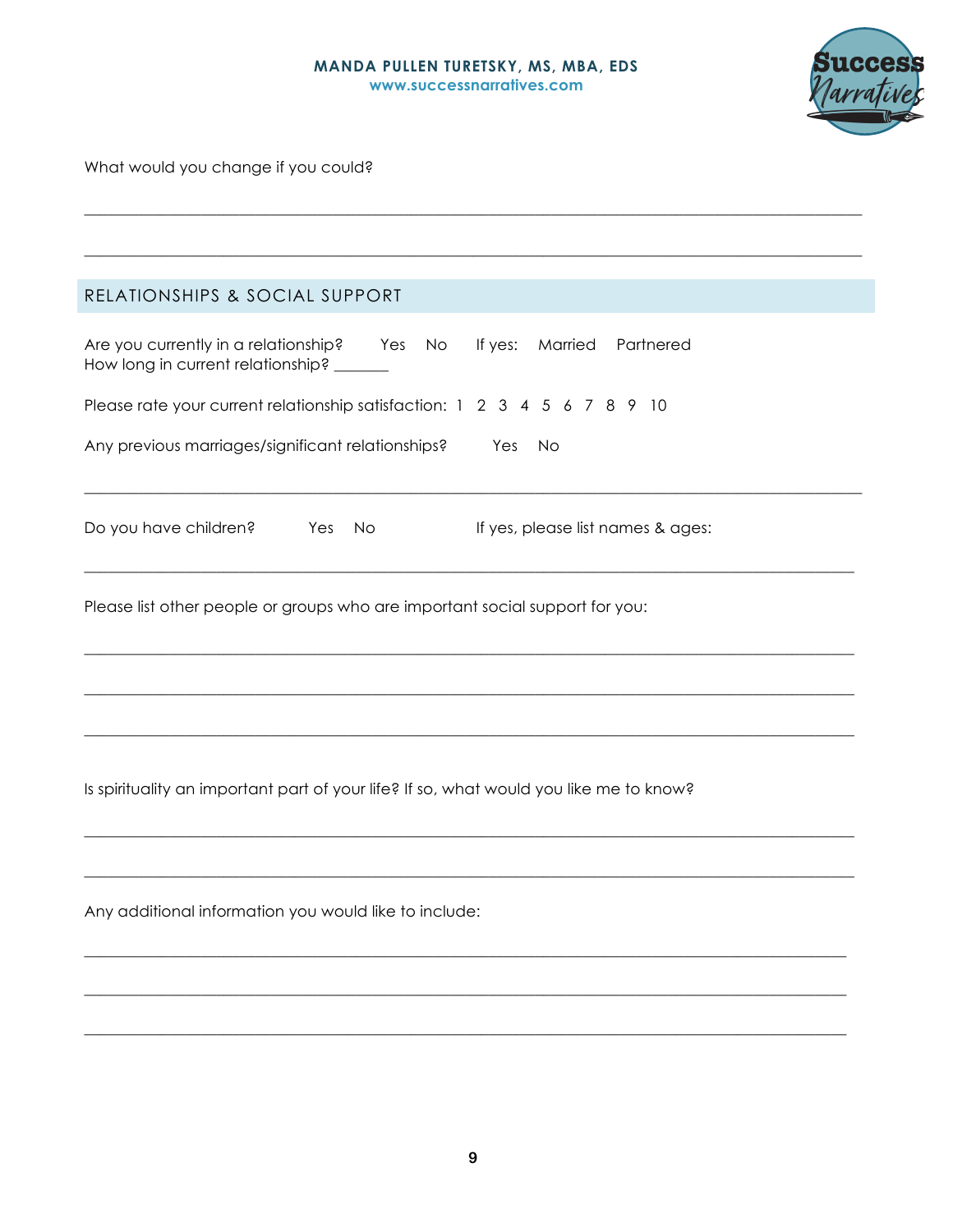What would you change if you could?

\_\_\_\_\_\_\_\_\_\_\_\_\_\_\_\_\_\_\_\_\_\_\_\_\_\_\_\_\_\_\_\_\_\_\_\_\_\_\_\_\_\_\_\_\_\_\_\_\_\_\_\_\_\_\_\_\_\_\_\_\_\_\_\_\_\_\_\_\_\_\_\_\_\_\_\_\_\_

\_\_\_\_\_\_\_\_\_\_\_\_\_\_\_\_\_\_\_\_\_\_\_\_\_\_\_\_\_\_\_\_\_\_\_\_\_\_\_\_\_\_\_\_\_\_\_\_\_\_\_\_\_\_\_\_\_\_\_\_\_\_\_\_\_\_\_\_\_\_\_\_\_\_\_\_\_\_

## RELATIONSHIPS & SOCIAL SUPPORT

Are you currently in a relationship? Yes No If yes: Married Partnered
How long in current relationship? \_\_\_\_\_\_\_

Please rate your current relationship satisfaction: 1 2 3 4 5 6 7 8 9 10

Any previous marriages/significant relationships? Yes No

\_\_\_\_\_\_\_\_\_\_\_\_\_\_\_\_\_\_\_\_\_\_\_\_\_\_\_\_\_\_\_\_\_\_\_\_\_\_\_\_\_\_\_\_\_\_\_\_\_\_\_\_\_\_\_\_\_\_\_\_\_\_\_\_\_\_\_\_\_\_\_\_\_\_\_\_\_\_

Do you have children? Yes No If yes, please list names & ages:

\_\_\_\_\_\_\_\_\_\_\_\_\_\_\_\_\_\_\_\_\_\_\_\_\_\_\_\_\_\_\_\_\_\_\_\_\_\_\_\_\_\_\_\_\_\_\_\_\_\_\_\_\_\_\_\_\_\_\_\_\_\_\_\_\_\_\_\_\_\_\_\_\_\_\_\_\_\_

Please list other people or groups who are important social support for you:

\_\_\_\_\_\_\_\_\_\_\_\_\_\_\_\_\_\_\_\_\_\_\_\_\_\_\_\_\_\_\_\_\_\_\_\_\_\_\_\_\_\_\_\_\_\_\_\_\_\_\_\_\_\_\_\_\_\_\_\_\_\_\_\_\_\_\_\_\_\_\_\_\_\_\_\_\_\_

\_\_\_\_\_\_\_\_\_\_\_\_\_\_\_\_\_\_\_\_\_\_\_\_\_\_\_\_\_\_\_\_\_\_\_\_\_\_\_\_\_\_\_\_\_\_\_\_\_\_\_\_\_\_\_\_\_\_\_\_\_\_\_\_\_\_\_\_\_\_\_\_\_\_\_\_\_\_

\_\_\_\_\_\_\_\_\_\_\_\_\_\_\_\_\_\_\_\_\_\_\_\_\_\_\_\_\_\_\_\_\_\_\_\_\_\_\_\_\_\_\_\_\_\_\_\_\_\_\_\_\_\_\_\_\_\_\_\_\_\_\_\_\_\_\_\_\_\_\_\_\_\_\_\_\_\_

Is spirituality an important part of your life? If so, what would you like me to know?

\_\_\_\_\_\_\_\_\_\_\_\_\_\_\_\_\_\_\_\_\_\_\_\_\_\_\_\_\_\_\_\_\_\_\_\_\_\_\_\_\_\_\_\_\_\_\_\_\_\_\_\_\_\_\_\_\_\_\_\_\_\_\_\_\_\_\_\_\_\_\_\_\_\_\_\_\_\_

\_\_\_\_\_\_\_\_\_\_\_\_\_\_\_\_\_\_\_\_\_\_\_\_\_\_\_\_\_\_\_\_\_\_\_\_\_\_\_\_\_\_\_\_\_\_\_\_\_\_\_\_\_\_\_\_\_\_\_\_\_\_\_\_\_\_\_\_\_\_\_\_\_\_\_\_\_\_

Any additional information you would like to include:

\_\_\_\_\_\_\_\_\_\_\_\_\_\_\_\_\_\_\_\_\_\_\_\_\_\_\_\_\_\_\_\_\_\_\_\_\_\_\_\_\_\_\_\_\_\_\_\_\_\_\_\_\_\_\_\_\_\_\_\_\_\_\_\_\_\_\_\_\_\_\_\_\_\_\_\_\_\_

\_\_\_\_\_\_\_\_\_\_\_\_\_\_\_\_\_\_\_\_\_\_\_\_\_\_\_\_\_\_\_\_\_\_\_\_\_\_\_\_\_\_\_\_\_\_\_\_\_\_\_\_\_\_\_\_\_\_\_\_\_\_\_\_\_\_\_\_\_\_\_\_\_\_\_\_\_\_

\_\_\_\_\_\_\_\_\_\_\_\_\_\_\_\_\_\_\_\_\_\_\_\_\_\_\_\_\_\_\_\_\_\_\_\_\_\_\_\_\_\_\_\_\_\_\_\_\_\_\_\_\_\_\_\_\_\_\_\_\_\_\_\_\_\_\_\_\_\_\_\_\_\_\_\_\_\_